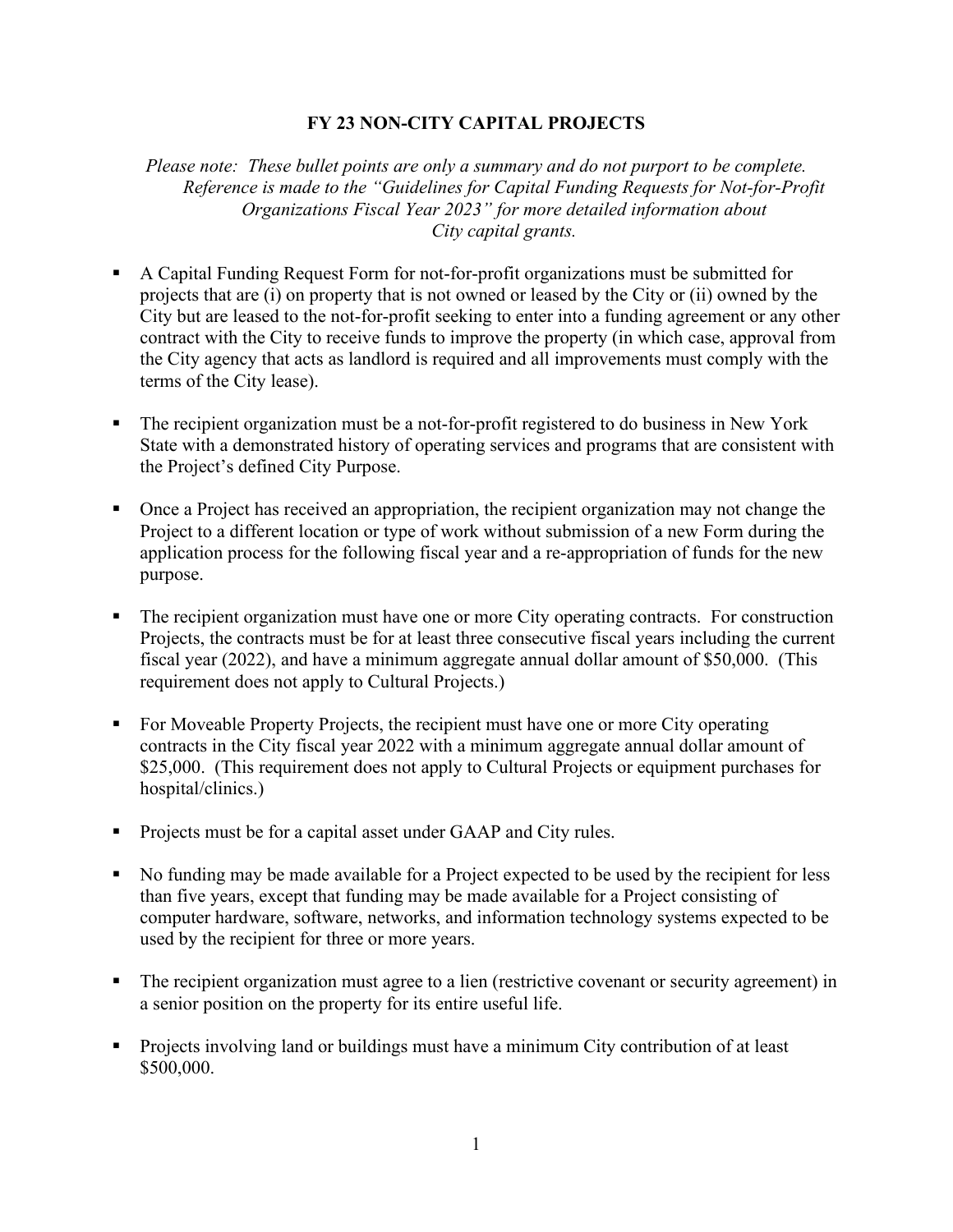# FY 23 NON-CITY CAPITAL PROJECTS

*Please note: These bullet points are only a summary and do not purport to be complete. Reference is made to the "Guidelines for Capital Funding Requests for Not-for-Profit Organizations Fiscal Year 2023" for more detailed information about City capital grants.*

- A Capital Funding Request Form for not-for-profit organizations must be submitted for projects that are (i) on property that is not owned or leased by the City or (ii) owned by the City but are leased to the not-for-profit seeking to enter into a funding agreement or any other contract with the City to receive funds to improve the property (in which case, approval from the City agency that acts as landlord is required and all improvements must comply with the terms of the City lease).

- The recipient organization must be a not-for-profit registered to do business in New York State with a demonstrated history of operating services and programs that are consistent with the Project's defined City Purpose.

- Once a Project has received an appropriation, the recipient organization may not change the Project to a different location or type of work without submission of a new Form during the application process for the following fiscal year and a re-appropriation of funds for the new purpose.

- The recipient organization must have one or more City operating contracts. For construction Projects, the contracts must be for at least three consecutive fiscal years including the current fiscal year (2022), and have a minimum aggregate annual dollar amount of $50,000. (This requirement does not apply to Cultural Projects.)

- For Moveable Property Projects, the recipient must have one or more City operating contracts in the City fiscal year 2022 with a minimum aggregate annual dollar amount of $25,000. (This requirement does not apply to Cultural Projects or equipment purchases for hospital/clinics.)

- Projects must be for a capital asset under GAAP and City rules.

- No funding may be made available for a Project expected to be used by the recipient for less than five years, except that funding may be made available for a Project consisting of computer hardware, software, networks, and information technology systems expected to be used by the recipient for three or more years.

- The recipient organization must agree to a lien (restrictive covenant or security agreement) in a senior position on the property for its entire useful life.

- Projects involving land or buildings must have a minimum City contribution of at least $500,000.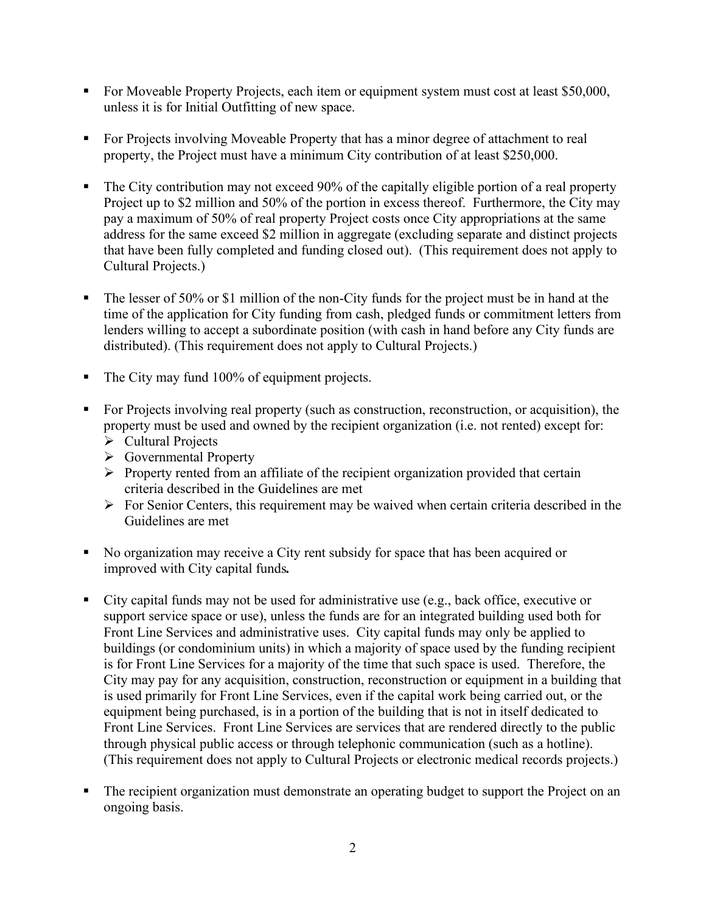- For Moveable Property Projects, each item or equipment system must cost at least $50,000, unless it is for Initial Outfitting of new space.

- For Projects involving Moveable Property that has a minor degree of attachment to real property, the Project must have a minimum City contribution of at least $250,000.

- The City contribution may not exceed 90% of the capitally eligible portion of a real property Project up to $2 million and 50% of the portion in excess thereof. Furthermore, the City may pay a maximum of 50% of real property Project costs once City appropriations at the same address for the same exceed $2 million in aggregate (excluding separate and distinct projects that have been fully completed and funding closed out). (This requirement does not apply to Cultural Projects.)

- The lesser of 50% or $1 million of the non-City funds for the project must be in hand at the time of the application for City funding from cash, pledged funds or commitment letters from lenders willing to accept a subordinate position (with cash in hand before any City funds are distributed). (This requirement does not apply to Cultural Projects.)

- The City may fund 100% of equipment projects.

- For Projects involving real property (such as construction, reconstruction, or acquisition), the property must be used and owned by the recipient organization (i.e. not rented) except for:
  - Cultural Projects
  - Governmental Property
  - Property rented from an affiliate of the recipient organization provided that certain criteria described in the Guidelines are met
  - For Senior Centers, this requirement may be waived when certain criteria described in the Guidelines are met

- No organization may receive a City rent subsidy for space that has been acquired or improved with City capital funds***.***

- City capital funds may not be used for administrative use (e.g., back office, executive or support service space or use), unless the funds are for an integrated building used both for Front Line Services and administrative uses. City capital funds may only be applied to buildings (or condominium units) in which a majority of space used by the funding recipient is for Front Line Services for a majority of the time that such space is used. Therefore, the City may pay for any acquisition, construction, reconstruction or equipment in a building that is used primarily for Front Line Services, even if the capital work being carried out, or the equipment being purchased, is in a portion of the building that is not in itself dedicated to Front Line Services. Front Line Services are services that are rendered directly to the public through physical public access or through telephonic communication (such as a hotline). (This requirement does not apply to Cultural Projects or electronic medical records projects.)

- The recipient organization must demonstrate an operating budget to support the Project on an ongoing basis.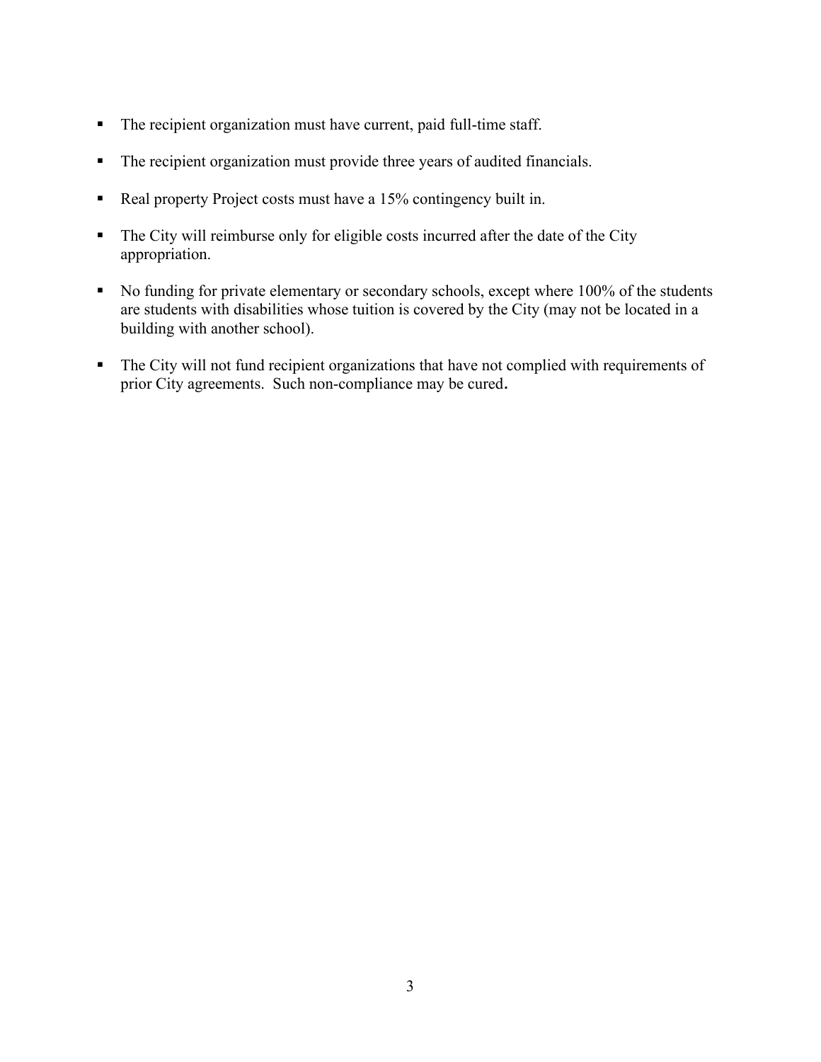- The recipient organization must have current, paid full-time staff.
- The recipient organization must provide three years of audited financials.
- Real property Project costs must have a 15% contingency built in.
- The City will reimburse only for eligible costs incurred after the date of the City appropriation.
- No funding for private elementary or secondary schools, except where 100% of the students are students with disabilities whose tuition is covered by the City (may not be located in a building with another school).
- The City will not fund recipient organizations that have not complied with requirements of prior City agreements. Such non-compliance may be cured.